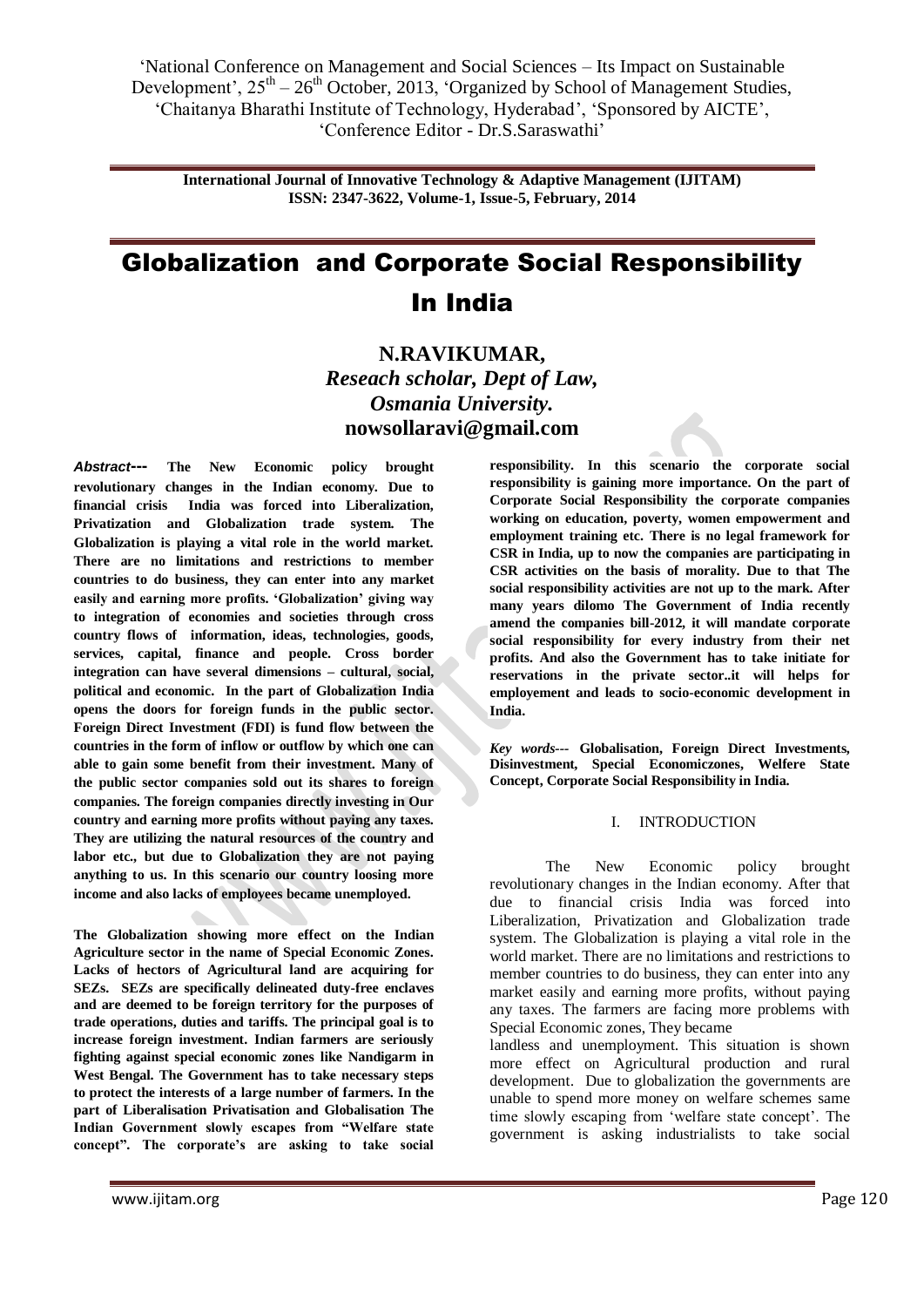'National Conference on Management and Social Sciences – Its Impact on Sustainable Development', 25th – 26th October, 2013, 'Organized by School of Management Studies, 'Chaitanya Bharathi Institute of Technology, Hyderabad', 'Sponsored by AICTE', 'Conference Editor - Dr.S.Saraswathi'

**International Journal of Innovative Technology & Adaptive Management (IJITAM)**
**ISSN: 2347-3622, Volume-1, Issue-5, February, 2014**

# Globalization and Corporate Social Responsibility In India

**N.RAVIKUMAR,**
***Reseach scholar, Dept of Law,***
***Osmania University.***
**nowsollaravi@gmail.com**

***Abstract---*** **The New Economic policy brought revolutionary changes in the Indian economy. Due to financial crisis India was forced into Liberalization, Privatization and Globalization trade system. The Globalization is playing a vital role in the world market. There are no limitations and restrictions to member countries to do business, they can enter into any market easily and earning more profits. 'Globalization' giving way to integration of economies and societies through cross country flows of information, ideas, technologies, goods, services, capital, finance and people. Cross border integration can have several dimensions – cultural, social, political and economic. In the part of Globalization India opens the doors for foreign funds in the public sector. Foreign Direct Investment (FDI) is fund flow between the countries in the form of inflow or outflow by which one can able to gain some benefit from their investment. Many of the public sector companies sold out its shares to foreign companies. The foreign companies directly investing in Our country and earning more profits without paying any taxes. They are utilizing the natural resources of the country and labor etc., but due to Globalization they are not paying anything to us. In this scenario our country loosing more income and also lacks of employees became unemployed.**

**The Globalization showing more effect on the Indian Agriculture sector in the name of Special Economic Zones. Lacks of hectors of Agricultural land are acquiring for SEZs. SEZs are specifically delineated duty-free enclaves and are deemed to be foreign territory for the purposes of trade operations, duties and tariffs. The principal goal is to increase foreign investment. Indian farmers are seriously fighting against special economic zones like Nandigarm in West Bengal. The Government has to take necessary steps to protect the interests of a large number of farmers. In the part of Liberalisation Privatisation and Globalisation The Indian Government slowly escapes from "Welfare state concept". The corporate's are asking to take social responsibility. In this scenario the corporate social responsibility is gaining more importance. On the part of Corporate Social Responsibility the corporate companies working on education, poverty, women empowerment and employment training etc. There is no legal framework for CSR in India, up to now the companies are participating in CSR activities on the basis of morality. Due to that The social responsibility activities are not up to the mark. After many years dilomo The Government of India recently amend the companies bill-2012, it will mandate corporate social responsibility for every industry from their net profits. And also the Government has to take initiate for reservations in the private sector..it will helps for employement and leads to socio-economic development in India.**

***Key words---*** **Globalisation, Foreign Direct Investments, Disinvestment, Special Economiczones, Welfere State Concept, Corporate Social Responsibility in India.**

## I. INTRODUCTION

The New Economic policy brought revolutionary changes in the Indian economy. After that due to financial crisis India was forced into Liberalization, Privatization and Globalization trade system. The Globalization is playing a vital role in the world market. There are no limitations and restrictions to member countries to do business, they can enter into any market easily and earning more profits, without paying any taxes. The farmers are facing more problems with Special Economic zones, They became landless and unemployment. This situation is shown more effect on Agricultural production and rural development. Due to globalization the governments are unable to spend more money on welfare schemes same time slowly escaping from 'welfare state concept'. The government is asking industrialists to take social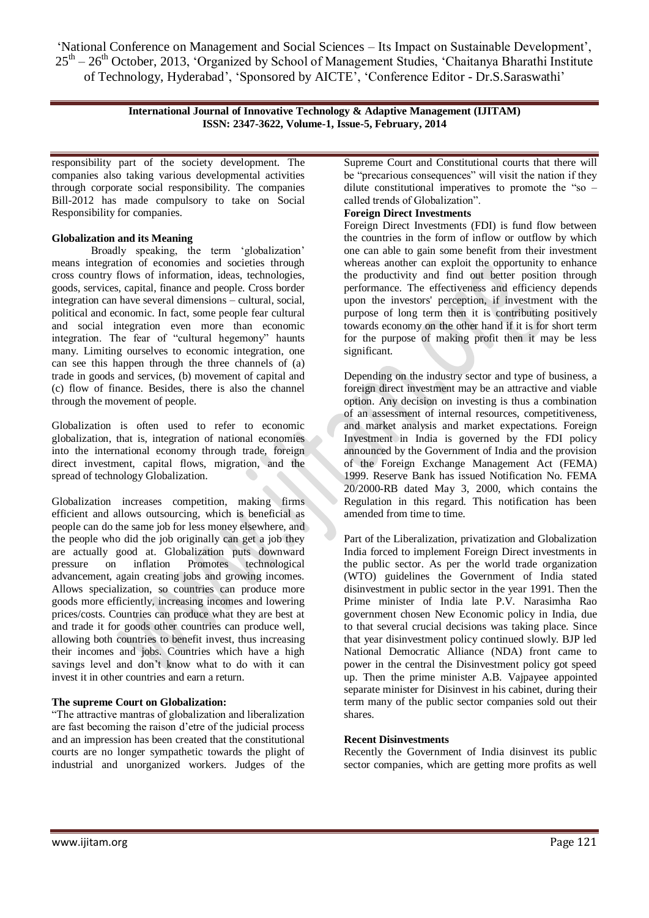responsibility part of the society development. The companies also taking various developmental activities through corporate social responsibility. The companies Bill-2012 has made compulsory to take on Social Responsibility for companies.

### Globalization and its Meaning

Broadly speaking, the term 'globalization' means integration of economies and societies through cross country flows of information, ideas, technologies, goods, services, capital, finance and people. Cross border integration can have several dimensions – cultural, social, political and economic. In fact, some people fear cultural and social integration even more than economic integration. The fear of "cultural hegemony" haunts many. Limiting ourselves to economic integration, one can see this happen through the three channels of (a) trade in goods and services, (b) movement of capital and (c) flow of finance. Besides, there is also the channel through the movement of people.

Globalization is often used to refer to economic globalization, that is, integration of national economies into the international economy through trade, foreign direct investment, capital flows, migration, and the spread of technology Globalization.

Globalization increases competition, making firms efficient and allows outsourcing, which is beneficial as people can do the same job for less money elsewhere, and the people who did the job originally can get a job they are actually good at. Globalization puts downward pressure on inflation Promotes technological advancement, again creating jobs and growing incomes. Allows specialization, so countries can produce more goods more efficiently, increasing incomes and lowering prices/costs. Countries can produce what they are best at and trade it for goods other countries can produce well, allowing both countries to benefit invest, thus increasing their incomes and jobs. Countries which have a high savings level and don't know what to do with it can invest it in other countries and earn a return.

### The supreme Court on Globalization:

"The attractive mantras of globalization and liberalization are fast becoming the raison d'etre of the judicial process and an impression has been created that the constitutional courts are no longer sympathetic towards the plight of industrial and unorganized workers. Judges of the Supreme Court and Constitutional courts that there will be "precarious consequences" will visit the nation if they dilute constitutional imperatives to promote the "so – called trends of Globalization".

### Foreign Direct Investments

Foreign Direct Investments (FDI) is fund flow between the countries in the form of inflow or outflow by which one can able to gain some benefit from their investment whereas another can exploit the opportunity to enhance the productivity and find out better position through performance. The effectiveness and efficiency depends upon the investors' perception, if investment with the purpose of long term then it is contributing positively towards economy on the other hand if it is for short term for the purpose of making profit then it may be less significant.

Depending on the industry sector and type of business, a foreign direct investment may be an attractive and viable option. Any decision on investing is thus a combination of an assessment of internal resources, competitiveness, and market analysis and market expectations. Foreign Investment in India is governed by the FDI policy announced by the Government of India and the provision of the Foreign Exchange Management Act (FEMA) 1999. Reserve Bank has issued Notification No. FEMA 20/2000-RB dated May 3, 2000, which contains the Regulation in this regard. This notification has been amended from time to time.

Part of the Liberalization, privatization and Globalization India forced to implement Foreign Direct investments in the public sector. As per the world trade organization (WTO) guidelines the Government of India stated disinvestment in public sector in the year 1991. Then the Prime minister of India late P.V. Narasimha Rao government chosen New Economic policy in India, due to that several crucial decisions was taking place. Since that year disinvestment policy continued slowly. BJP led National Democratic Alliance (NDA) front came to power in the central the Disinvestment policy got speed up. Then the prime minister A.B. Vajpayee appointed separate minister for Disinvest in his cabinet, during their term many of the public sector companies sold out their shares.

### Recent Disinvestments

Recently the Government of India disinvest its public sector companies, which are getting more profits as well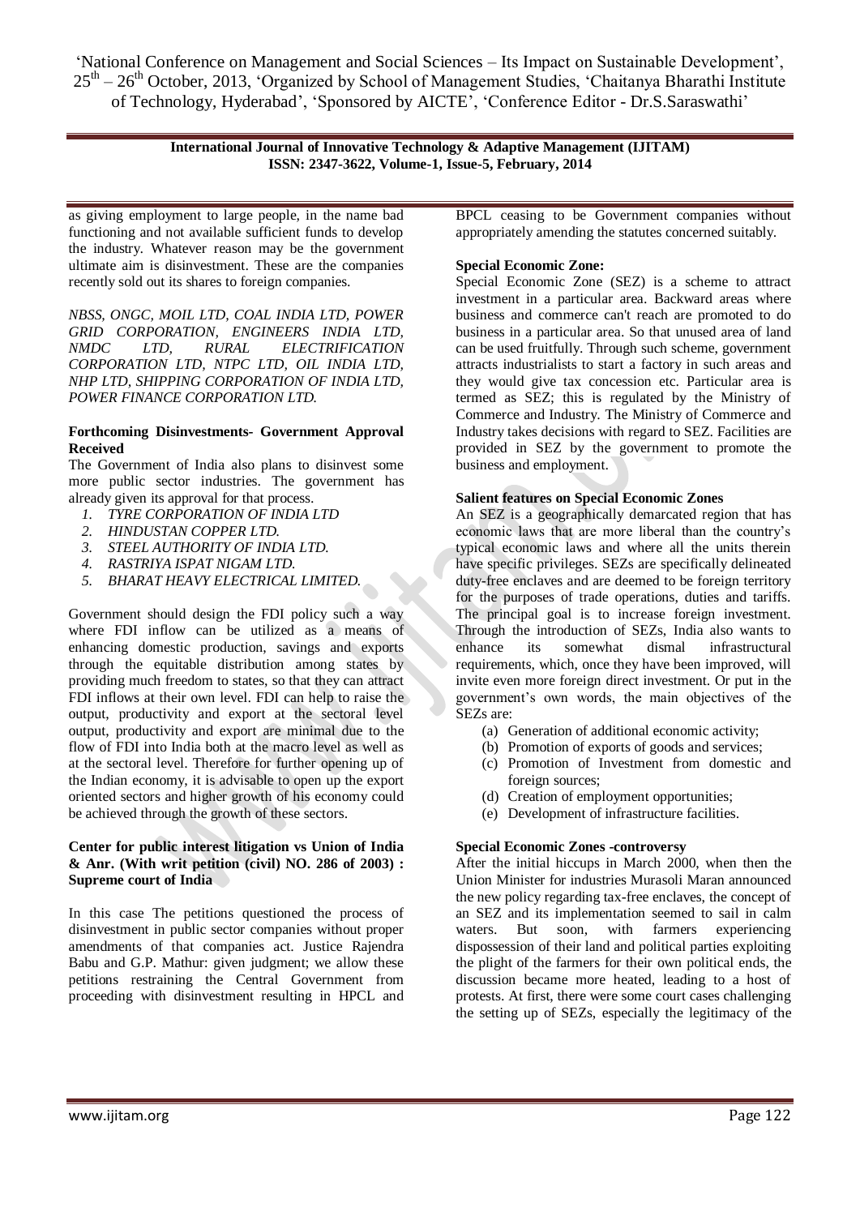as giving employment to large people, in the name bad functioning and not available sufficient funds to develop the industry. Whatever reason may be the government ultimate aim is disinvestment. These are the companies recently sold out its shares to foreign companies.

*NBSS, ONGC, MOIL LTD, COAL INDIA LTD, POWER GRID CORPORATION, ENGINEERS INDIA LTD, NMDC LTD, RURAL ELECTRIFICATION CORPORATION LTD, NTPC LTD, OIL INDIA LTD, NHP LTD, SHIPPING CORPORATION OF INDIA LTD, POWER FINANCE CORPORATION LTD.*

**Forthcoming Disinvestments- Government Approval Received**

The Government of India also plans to disinvest some more public sector industries. The government has already given its approval for that process.

1. *TYRE CORPORATION OF INDIA LTD*
2. *HINDUSTAN COPPER LTD.*
3. *STEEL AUTHORITY OF INDIA LTD.*
4. *RASTRIYA ISPAT NIGAM LTD.*
5. *BHARAT HEAVY ELECTRICAL LIMITED.*

Government should design the FDI policy such a way where FDI inflow can be utilized as a means of enhancing domestic production, savings and exports through the equitable distribution among states by providing much freedom to states, so that they can attract FDI inflows at their own level. FDI can help to raise the output, productivity and export at the sectoral level output, productivity and export are minimal due to the flow of FDI into India both at the macro level as well as at the sectoral level. Therefore for further opening up of the Indian economy, it is advisable to open up the export oriented sectors and higher growth of his economy could be achieved through the growth of these sectors.

**Center for public interest litigation vs Union of India & Anr. (With writ petition (civil) NO. 286 of 2003) : Supreme court of India**

In this case The petitions questioned the process of disinvestment in public sector companies without proper amendments of that companies act. Justice Rajendra Babu and G.P. Mathur: given judgment; we allow these petitions restraining the Central Government from proceeding with disinvestment resulting in HPCL and BPCL ceasing to be Government companies without appropriately amending the statutes concerned suitably.

**Special Economic Zone:**

Special Economic Zone (SEZ) is a scheme to attract investment in a particular area. Backward areas where business and commerce can't reach are promoted to do business in a particular area. So that unused area of land can be used fruitfully. Through such scheme, government attracts industrialists to start a factory in such areas and they would give tax concession etc. Particular area is termed as SEZ; this is regulated by the Ministry of Commerce and Industry. The Ministry of Commerce and Industry takes decisions with regard to SEZ. Facilities are provided in SEZ by the government to promote the business and employment.

**Salient features on Special Economic Zones**

An SEZ is a geographically demarcated region that has economic laws that are more liberal than the country's typical economic laws and where all the units therein have specific privileges. SEZs are specifically delineated duty-free enclaves and are deemed to be foreign territory for the purposes of trade operations, duties and tariffs. The principal goal is to increase foreign investment. Through the introduction of SEZs, India also wants to enhance its somewhat dismal infrastructural requirements, which, once they have been improved, will invite even more foreign direct investment. Or put in the government's own words, the main objectives of the SEZs are:

(a) Generation of additional economic activity;
(b) Promotion of exports of goods and services;
(c) Promotion of Investment from domestic and foreign sources;
(d) Creation of employment opportunities;
(e) Development of infrastructure facilities.

**Special Economic Zones -controversy**

After the initial hiccups in March 2000, when then the Union Minister for industries Murasoli Maran announced the new policy regarding tax-free enclaves, the concept of an SEZ and its implementation seemed to sail in calm waters. But soon, with farmers experiencing dispossession of their land and political parties exploiting the plight of the farmers for their own political ends, the discussion became more heated, leading to a host of protests. At first, there were some court cases challenging the setting up of SEZs, especially the legitimacy of the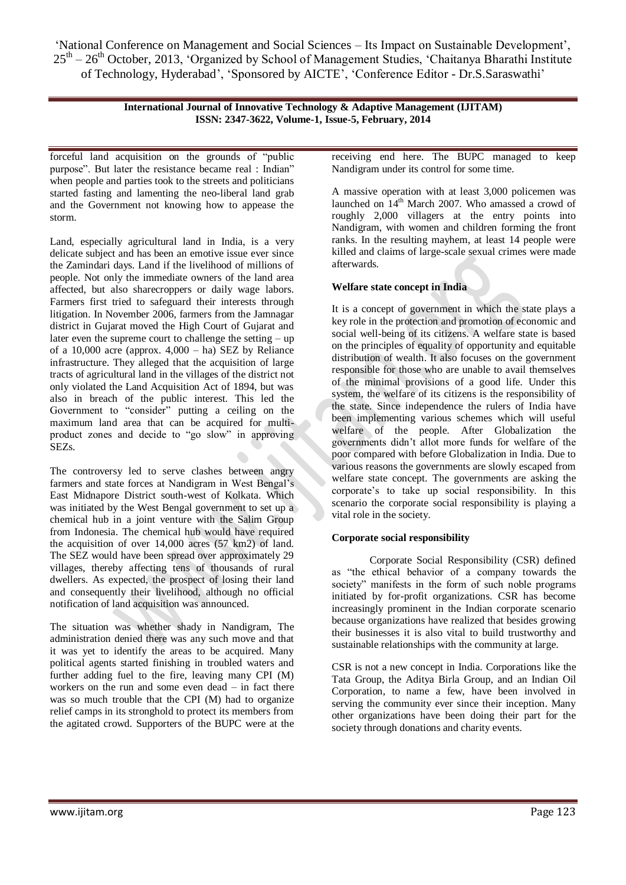forceful land acquisition on the grounds of "public purpose". But later the resistance became real : Indian" when people and parties took to the streets and politicians started fasting and lamenting the neo-liberal land grab and the Government not knowing how to appease the storm.

Land, especially agricultural land in India, is a very delicate subject and has been an emotive issue ever since the Zamindari days. Land if the livelihood of millions of people. Not only the immediate owners of the land area affected, but also sharecroppers or daily wage labors. Farmers first tried to safeguard their interests through litigation. In November 2006, farmers from the Jamnagar district in Gujarat moved the High Court of Gujarat and later even the supreme court to challenge the setting – up of a 10,000 acre (approx. 4,000 – ha) SEZ by Reliance infrastructure. They alleged that the acquisition of large tracts of agricultural land in the villages of the district not only violated the Land Acquisition Act of 1894, but was also in breach of the public interest. This led the Government to "consider" putting a ceiling on the maximum land area that can be acquired for multi-product zones and decide to "go slow" in approving SEZs.

The controversy led to serve clashes between angry farmers and state forces at Nandigram in West Bengal's East Midnapore District south-west of Kolkata. Which was initiated by the West Bengal government to set up a chemical hub in a joint venture with the Salim Group from Indonesia. The chemical hub would have required the acquisition of over 14,000 acres (57 km2) of land. The SEZ would have been spread over approximately 29 villages, thereby affecting tens of thousands of rural dwellers. As expected, the prospect of losing their land and consequently their livelihood, although no official notification of land acquisition was announced.

The situation was whether shady in Nandigram, The administration denied there was any such move and that it was yet to identify the areas to be acquired. Many political agents started finishing in troubled waters and further adding fuel to the fire, leaving many CPI (M) workers on the run and some even dead – in fact there was so much trouble that the CPI (M) had to organize relief camps in its stronghold to protect its members from the agitated crowd. Supporters of the BUPC were at the receiving end here. The BUPC managed to keep Nandigram under its control for some time.

A massive operation with at least 3,000 policemen was launched on 14th March 2007. Who amassed a crowd of roughly 2,000 villagers at the entry points into Nandigram, with women and children forming the front ranks. In the resulting mayhem, at least 14 people were killed and claims of large-scale sexual crimes were made afterwards.

**Welfare state concept in India**

It is a concept of government in which the state plays a key role in the protection and promotion of economic and social well-being of its citizens. A welfare state is based on the principles of equality of opportunity and equitable distribution of wealth. It also focuses on the government responsible for those who are unable to avail themselves of the minimal provisions of a good life. Under this system, the welfare of its citizens is the responsibility of the state. Since independence the rulers of India have been implementing various schemes which will useful welfare of the people. After Globalization the governments didn't allot more funds for welfare of the poor compared with before Globalization in India. Due to various reasons the governments are slowly escaped from welfare state concept. The governments are asking the corporate's to take up social responsibility. In this scenario the corporate social responsibility is playing a vital role in the society.

**Corporate social responsibility**

Corporate Social Responsibility (CSR) defined as "the ethical behavior of a company towards the society" manifests in the form of such noble programs initiated by for-profit organizations. CSR has become increasingly prominent in the Indian corporate scenario because organizations have realized that besides growing their businesses it is also vital to build trustworthy and sustainable relationships with the community at large.

CSR is not a new concept in India. Corporations like the Tata Group, the Aditya Birla Group, and an Indian Oil Corporation, to name a few, have been involved in serving the community ever since their inception. Many other organizations have been doing their part for the society through donations and charity events.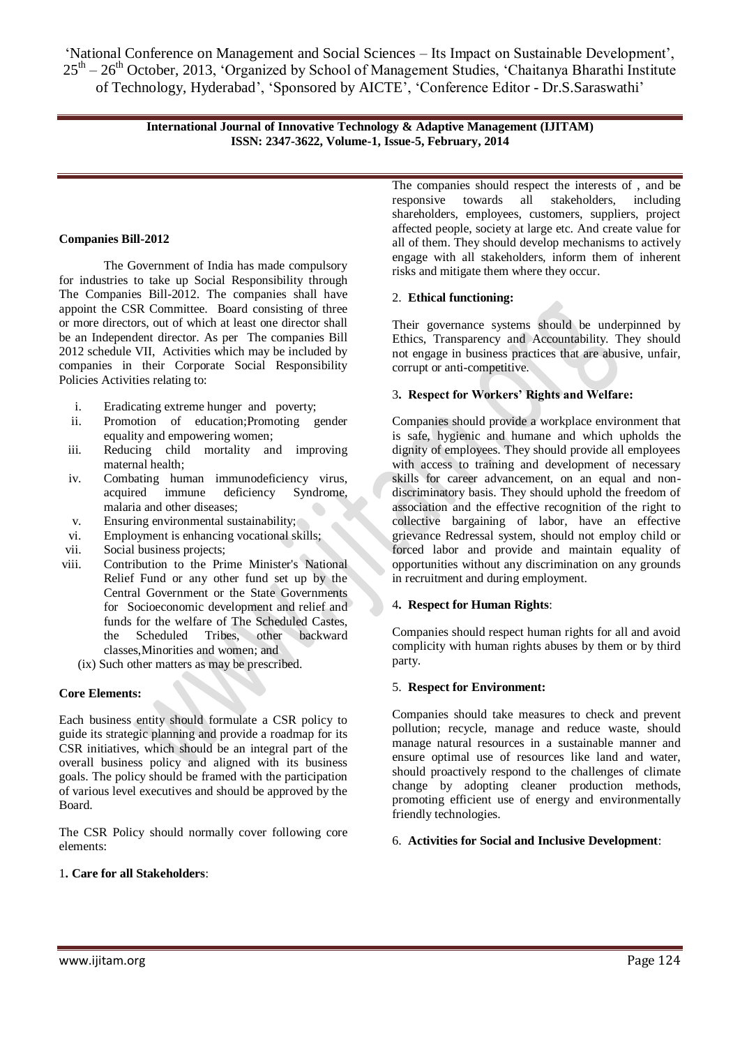**Companies Bill-2012**

The Government of India has made compulsory for industries to take up Social Responsibility through The Companies Bill-2012. The companies shall have appoint the CSR Committee. Board consisting of three or more directors, out of which at least one director shall be an Independent director. As per The companies Bill 2012 schedule VII, Activities which may be included by companies in their Corporate Social Responsibility Policies Activities relating to:

i. Eradicating extreme hunger and poverty;
ii. Promotion of education;Promoting gender equality and empowering women;
iii. Reducing child mortality and improving maternal health;
iv. Combating human immunodeficiency virus, acquired immune deficiency Syndrome, malaria and other diseases;
v. Ensuring environmental sustainability;
vi. Employment is enhancing vocational skills;
vii. Social business projects;
viii. Contribution to the Prime Minister's National Relief Fund or any other fund set up by the Central Government or the State Governments for Socioeconomic development and relief and funds for the welfare of The Scheduled Castes, the Scheduled Tribes, other backward classes,Minorities and women; and

(ix) Such other matters as may be prescribed.

**Core Elements:**

Each business entity should formulate a CSR policy to guide its strategic planning and provide a roadmap for its CSR initiatives, which should be an integral part of the overall business policy and aligned with its business goals. The policy should be framed with the participation of various level executives and should be approved by the Board.

The CSR Policy should normally cover following core elements:

1**. Care for all Stakeholders**:

The companies should respect the interests of , and be responsive towards all stakeholders, including shareholders, employees, customers, suppliers, project affected people, society at large etc. And create value for all of them. They should develop mechanisms to actively engage with all stakeholders, inform them of inherent risks and mitigate them where they occur.

2. **Ethical functioning:**

Their governance systems should be underpinned by Ethics, Transparency and Accountability. They should not engage in business practices that are abusive, unfair, corrupt or anti-competitive.

3**. Respect for Workers' Rights and Welfare:**

Companies should provide a workplace environment that is safe, hygienic and humane and which upholds the dignity of employees. They should provide all employees with access to training and development of necessary skills for career advancement, on an equal and non-discriminatory basis. They should uphold the freedom of association and the effective recognition of the right to collective bargaining of labor, have an effective grievance Redressal system, should not employ child or forced labor and provide and maintain equality of opportunities without any discrimination on any grounds in recruitment and during employment.

4**. Respect for Human Rights**:

Companies should respect human rights for all and avoid complicity with human rights abuses by them or by third party.

5. **Respect for Environment:**

Companies should take measures to check and prevent pollution; recycle, manage and reduce waste, should manage natural resources in a sustainable manner and ensure optimal use of resources like land and water, should proactively respond to the challenges of climate change by adopting cleaner production methods, promoting efficient use of energy and environmentally friendly technologies.

6. **Activities for Social and Inclusive Development**: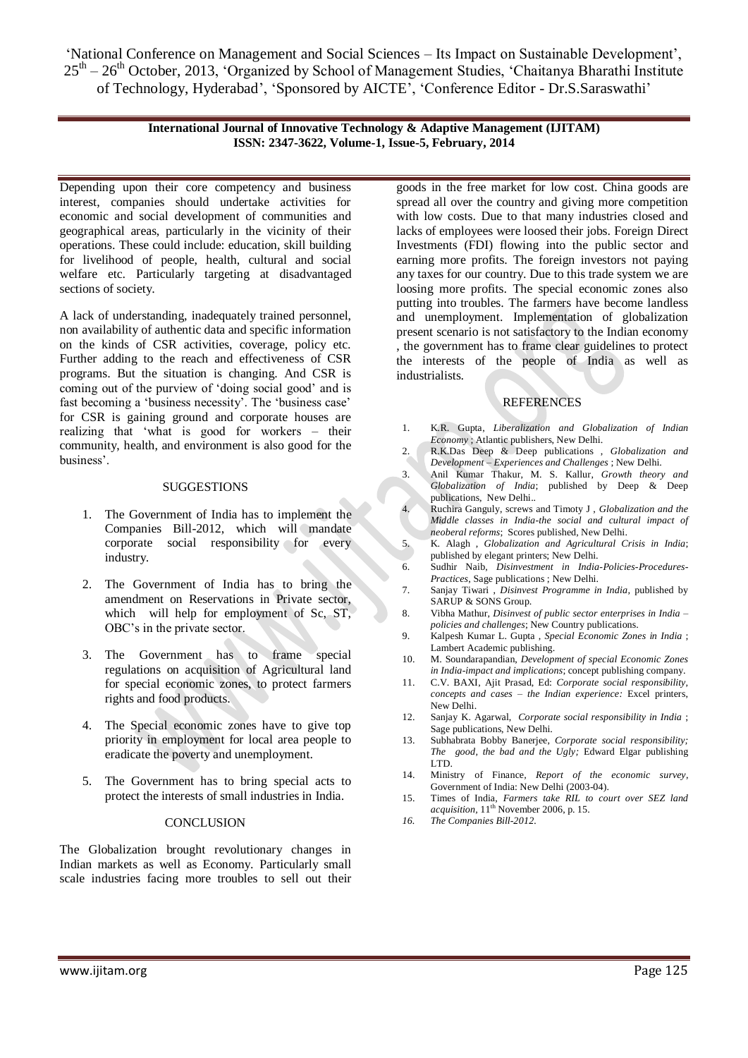Depending upon their core competency and business interest, companies should undertake activities for economic and social development of communities and geographical areas, particularly in the vicinity of their operations. These could include: education, skill building for livelihood of people, health, cultural and social welfare etc. Particularly targeting at disadvantaged sections of society.

A lack of understanding, inadequately trained personnel, non availability of authentic data and specific information on the kinds of CSR activities, coverage, policy etc. Further adding to the reach and effectiveness of CSR programs. But the situation is changing. And CSR is coming out of the purview of 'doing social good' and is fast becoming a 'business necessity'. The 'business case' for CSR is gaining ground and corporate houses are realizing that 'what is good for workers – their community, health, and environment is also good for the business'.

## SUGGESTIONS

1. The Government of India has to implement the Companies Bill-2012, which will mandate corporate social responsibility for every industry.
2. The Government of India has to bring the amendment on Reservations in Private sector, which will help for employment of Sc, ST, OBC's in the private sector.
3. The Government has to frame special regulations on acquisition of Agricultural land for special economic zones, to protect farmers rights and food products.
4. The Special economic zones have to give top priority in employment for local area people to eradicate the poverty and unemployment.
5. The Government has to bring special acts to protect the interests of small industries in India.

## CONCLUSION

The Globalization brought revolutionary changes in Indian markets as well as Economy. Particularly small scale industries facing more troubles to sell out their goods in the free market for low cost. China goods are spread all over the country and giving more competition with low costs. Due to that many industries closed and lacks of employees were loosed their jobs. Foreign Direct Investments (FDI) flowing into the public sector and earning more profits. The foreign investors not paying any taxes for our country. Due to this trade system we are loosing more profits. The special economic zones also putting into troubles. The farmers have become landless and unemployment. Implementation of globalization present scenario is not satisfactory to the Indian economy , the government has to frame clear guidelines to protect the interests of the people of India as well as industrialists.

## REFERENCES

1. K.R. Gupta, *Liberalization and Globalization of Indian Economy* ; Atlantic publishers, New Delhi.
2. R.K.Das Deep & Deep publications , *Globalization and Development – Experiences and Challenges* ; New Delhi.
3. Anil Kumar Thakur, M. S. Kallur, *Growth theory and Globalization of India*; published by Deep & Deep publications, New Delhi..
4. Ruchira Ganguly, screws and Timoty J , *Globalization and the Middle classes in India-the social and cultural impact of neoberal reforms*; Scores published, New Delhi.
5. K. Alagh , *Globalization and Agricultural Crisis in India*; published by elegant printers; New Delhi.
6. Sudhir Naib, *Disinvestment in India-Policies-Procedures-Practices*, Sage publications ; New Delhi.
7. Sanjay Tiwari , *Disinvest Programme in India*, published by SARUP & SONS Group.
8. Vibha Mathur, *Disinvest of public sector enterprises in India – policies and challenges*; New Country publications.
9. Kalpesh Kumar L. Gupta , *Special Economic Zones in India* ; Lambert Academic publishing.
10. M. Soundarapandian, *Development of special Economic Zones in India-impact and implications*; concept publishing company.
11. C.V. BAXI, Ajit Prasad, Ed: *Corporate social responsibility, concepts and cases – the Indian experience:* Excel printers, New Delhi.
12. Sanjay K. Agarwal, *Corporate social responsibility in India* ; Sage publications, New Delhi.
13. Subhabrata Bobby Banerjee, *Corporate social responsibility; The good, the bad and the Ugly;* Edward Elgar publishing LTD.
14. Ministry of Finance, *Report of the economic survey*, Government of India: New Delhi (2003-04).
15. Times of India, *Farmers take RIL to court over SEZ land acquisition*, 11th November 2006, p. 15.
16. *The Companies Bill-2012.*